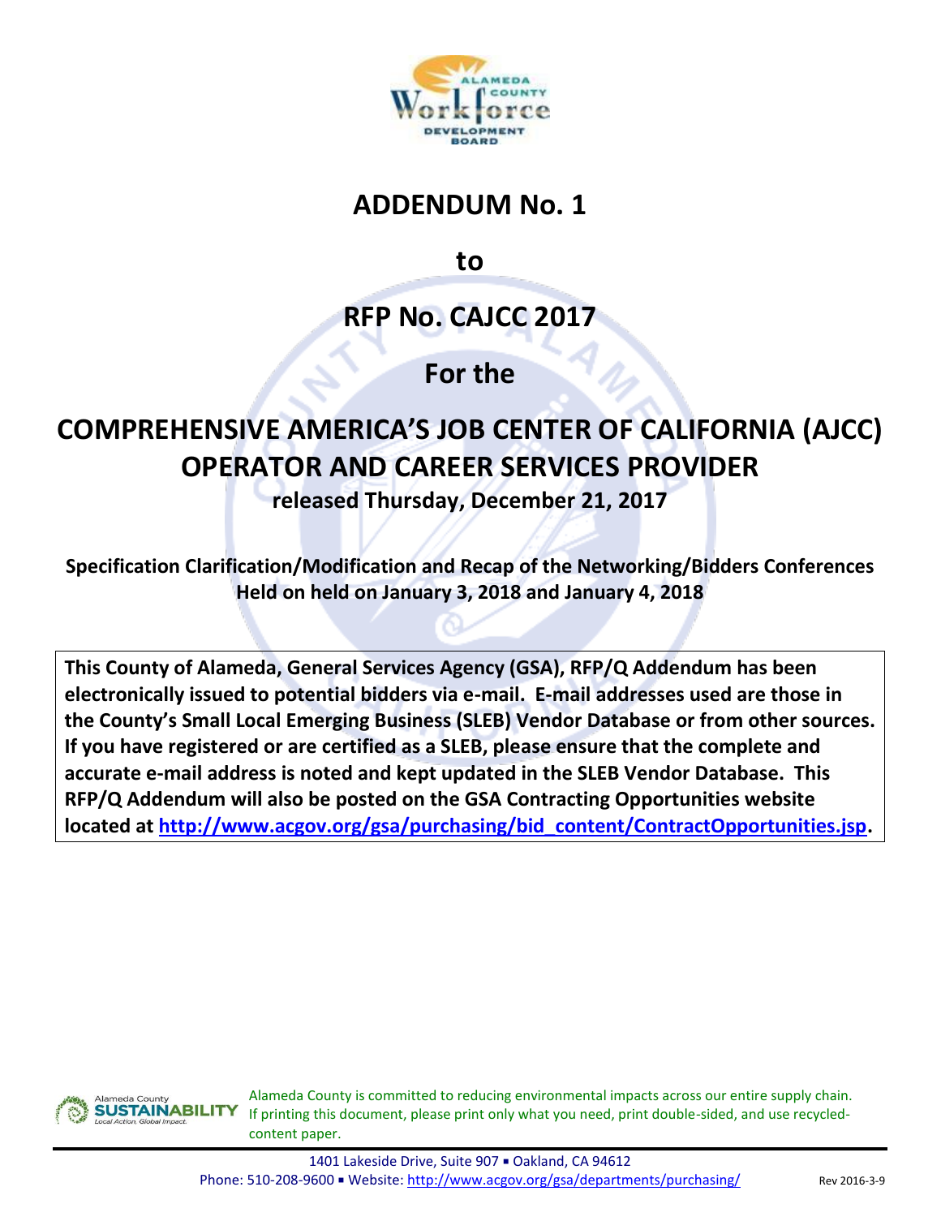# ADDENDUM No. 1

## to

# RFP No. CAJCC 2017

## For the

# COMPREHENSIVE AMERICA'S JOB CENTER OF CALIFORNIA (AJCC) OPERATOR AND CAREER SERVICES PROVIDER

**released Thursday, December 21, 2017**

**Specification Clarification/Modification and Recap of the Networking/Bidders Conferences Held on held on January 3, 2018 and January 4, 2018**

**This County of Alameda, General Services Agency (GSA), RFP/Q Addendum has been electronically issued to potential bidders via e-mail. E-mail addresses used are those in the County's Small Local Emerging Business (SLEB) Vendor Database or from other sources. If you have registered or are certified as a SLEB, please ensure that the complete and accurate e-mail address is noted and kept updated in the SLEB Vendor Database. This RFP/Q Addendum will also be posted on the GSA Contracting Opportunities website located at http://www.acgov.org/gsa/purchasing/bid_content/ContractOpportunities.jsp.**

Alameda County is committed to reducing environmental impacts across our entire supply chain. If printing this document, please print only what you need, print double-sided, and use recycled-content paper.

1401 Lakeside Drive, Suite 907 ▪ Oakland, CA 94612
Phone: 510-208-9600 ▪ Website: http://www.acgov.org/gsa/departments/purchasing/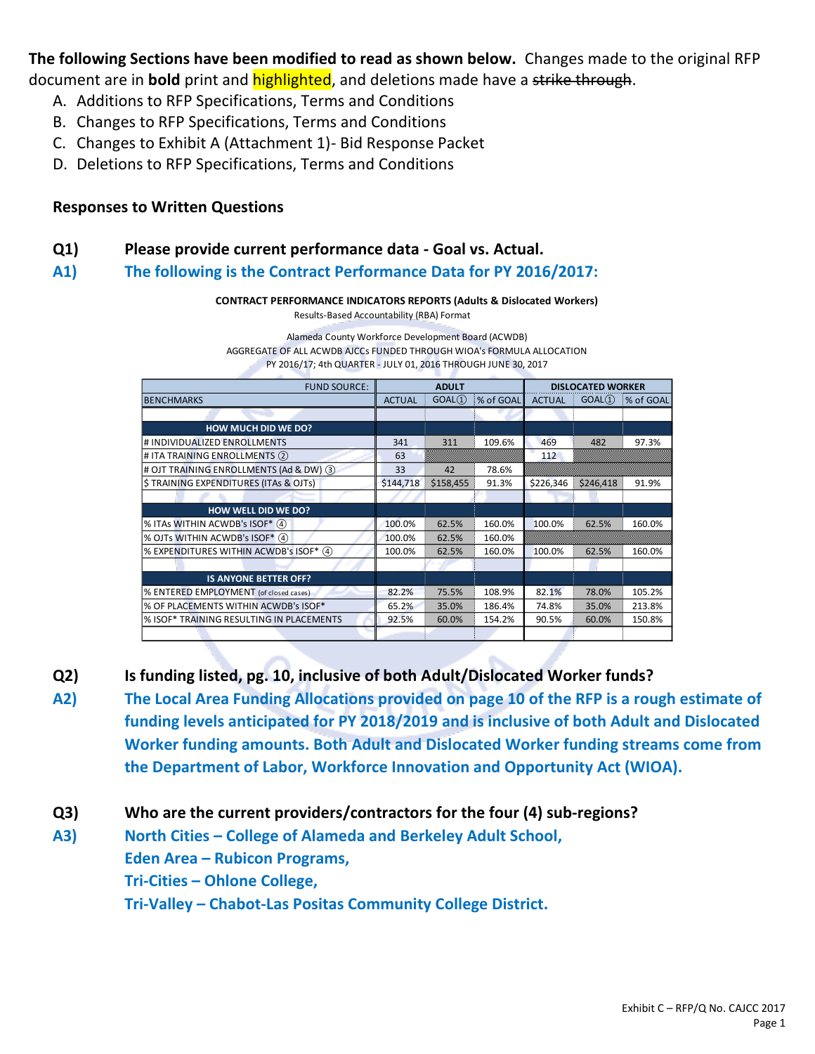**The following Sections have been modified to read as shown below.** Changes made to the original RFP document are in **bold** print and highlighted, and deletions made have a ~~strike through~~.

A. Additions to RFP Specifications, Terms and Conditions
B. Changes to RFP Specifications, Terms and Conditions
C. Changes to Exhibit A (Attachment 1)- Bid Response Packet
D. Deletions to RFP Specifications, Terms and Conditions

### Responses to Written Questions

**Q1) Please provide current performance data - Goal vs. Actual.**

**A1) The following is the Contract Performance Data for PY 2016/2017:**

**CONTRACT PERFORMANCE INDICATORS REPORTS (Adults & Dislocated Workers)**
Results-Based Accountability (RBA) Format

Alameda County Workforce Development Board (ACWDB)
AGGREGATE OF ALL ACWDB AJCCs FUNDED THROUGH WIOA's FORMULA ALLOCATION
PY 2016/17; 4th QUARTER - JULY 01, 2016 THROUGH JUNE 30, 2017

| FUND SOURCE: | ADULT | | | DISLOCATED WORKER | | |
|---|---|---|---|---|---|---|
| BENCHMARKS | ACTUAL | GOAL① | % of GOAL | ACTUAL | GOAL① | % of GOAL |
| **HOW MUCH DID WE DO?** | | | | | | |
| # INDIVIDUALIZED ENROLLMENTS | 341 | 311 | 109.6% | 469 | 482 | 97.3% |
| # ITA TRAINING ENROLLMENTS ② | 63 | | | 112 | | |
| # OJT TRAINING ENROLLMENTS (Ad & DW) ③ | 33 | 42 | 78.6% | | | |
| $ TRAINING EXPENDITURES (ITAs & OJTs) | $144,718 | $158,455 | 91.3% | $226,346 | $246,418 | 91.9% |
| **HOW WELL DID WE DO?** | | | | | | |
| % ITAs WITHIN ACWDB's ISOF* ④ | 100.0% | 62.5% | 160.0% | 100.0% | 62.5% | 160.0% |
| % OJTs WITHIN ACWDB's ISOF* ④ | 100.0% | 62.5% | 160.0% | | | |
| % EXPENDITURES WITHIN ACWDB's ISOF* ④ | 100.0% | 62.5% | 160.0% | 100.0% | 62.5% | 160.0% |
| **IS ANYONE BETTER OFF?** | | | | | | |
| % ENTERED EMPLOYMENT (of closed cases) | 82.2% | 75.5% | 108.9% | 82.1% | 78.0% | 105.2% |
| % OF PLACEMENTS WITHIN ACWDB's ISOF* | 65.2% | 35.0% | 186.4% | 74.8% | 35.0% | 213.8% |
| % ISOF* TRAINING RESULTING IN PLACEMENTS | 92.5% | 60.0% | 154.2% | 90.5% | 60.0% | 150.8% |

**Q2) Is funding listed, pg. 10, inclusive of both Adult/Dislocated Worker funds?**

**A2) The Local Area Funding Allocations provided on page 10 of the RFP is a rough estimate of funding levels anticipated for PY 2018/2019 and is inclusive of both Adult and Dislocated Worker funding amounts. Both Adult and Dislocated Worker funding streams come from the Department of Labor, Workforce Innovation and Opportunity Act (WIOA).**

**Q3) Who are the current providers/contractors for the four (4) sub-regions?**

**A3) North Cities – College of Alameda and Berkeley Adult School,**
**Eden Area – Rubicon Programs,**
**Tri-Cities – Ohlone College,**
**Tri-Valley – Chabot-Las Positas Community College District.**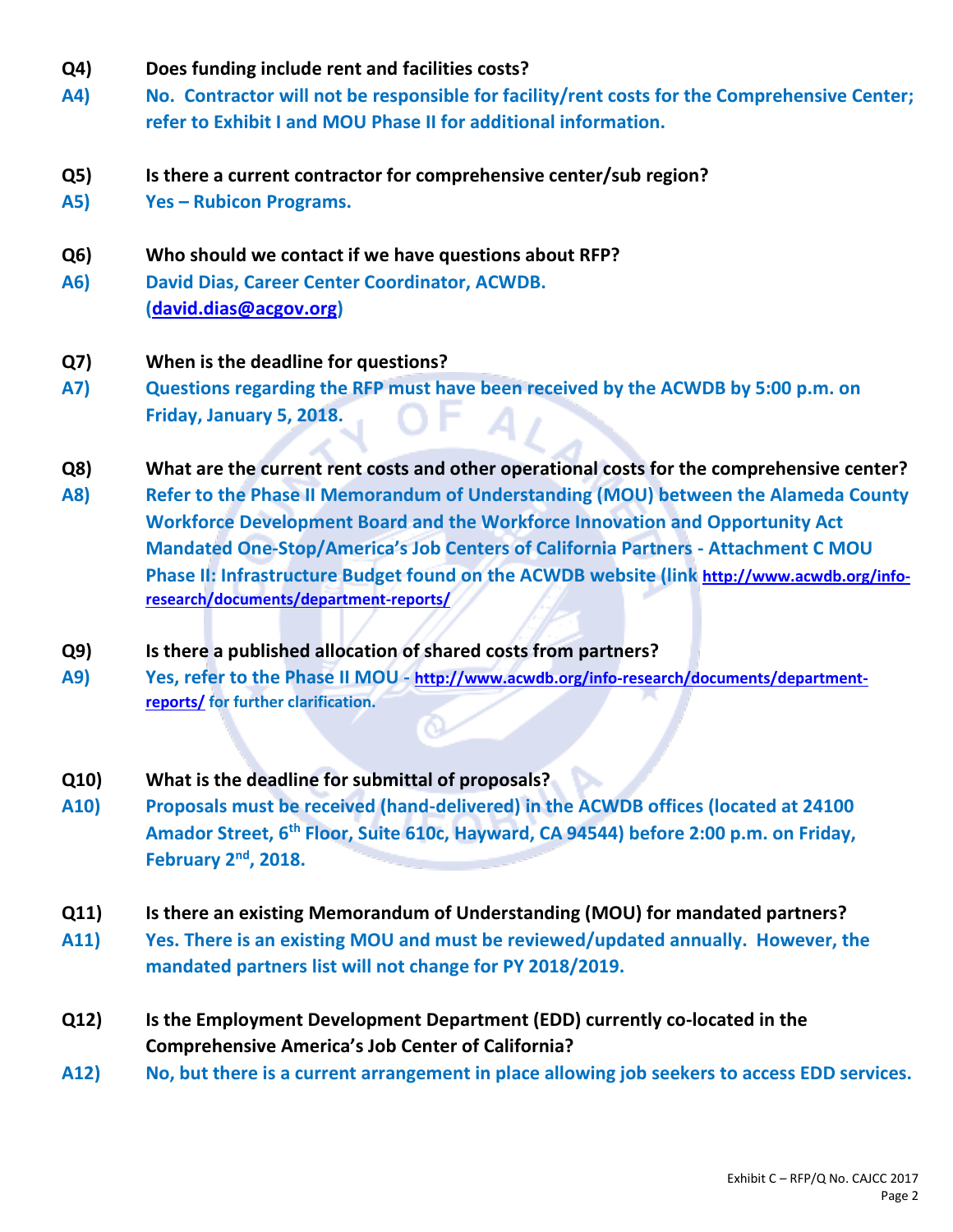**Q4)** **Does funding include rent and facilities costs?**

**A4)** **No. Contractor will not be responsible for facility/rent costs for the Comprehensive Center; refer to Exhibit I and MOU Phase II for additional information.**

**Q5)** **Is there a current contractor for comprehensive center/sub region?**

**A5)** **Yes – Rubicon Programs.**

**Q6)** **Who should we contact if we have questions about RFP?**

**A6)** **David Dias, Career Center Coordinator, ACWDB. ([david.dias@acgov.org](mailto:david.dias@acgov.org))**

**Q7)** **When is the deadline for questions?**

**A7)** **Questions regarding the RFP must have been received by the ACWDB by 5:00 p.m. on Friday, January 5, 2018.**

**Q8)** **What are the current rent costs and other operational costs for the comprehensive center?**

**A8)** **Refer to the Phase II Memorandum of Understanding (MOU) between the Alameda County Workforce Development Board and the Workforce Innovation and Opportunity Act Mandated One-Stop/America's Job Centers of California Partners - Attachment C MOU Phase II: Infrastructure Budget found on the ACWDB website (link [http://www.acwdb.org/info-research/documents/department-reports/](http://www.acwdb.org/info-research/documents/department-reports/)**

**Q9)** **Is there a published allocation of shared costs from partners?**

**A9)** **Yes, refer to the Phase II MOU - [http://www.acwdb.org/info-research/documents/department-reports/](http://www.acwdb.org/info-research/documents/department-reports/) for further clarification.**

**Q10)** **What is the deadline for submittal of proposals?**

**A10)** **Proposals must be received (hand-delivered) in the ACWDB offices (located at 24100 Amador Street, 6th Floor, Suite 610c, Hayward, CA 94544) before 2:00 p.m. on Friday, February 2nd, 2018.**

**Q11)** **Is there an existing Memorandum of Understanding (MOU) for mandated partners?**

**A11)** **Yes. There is an existing MOU and must be reviewed/updated annually. However, the mandated partners list will not change for PY 2018/2019.**

**Q12)** **Is the Employment Development Department (EDD) currently co-located in the Comprehensive America's Job Center of California?**

**A12)** **No, but there is a current arrangement in place allowing job seekers to access EDD services.**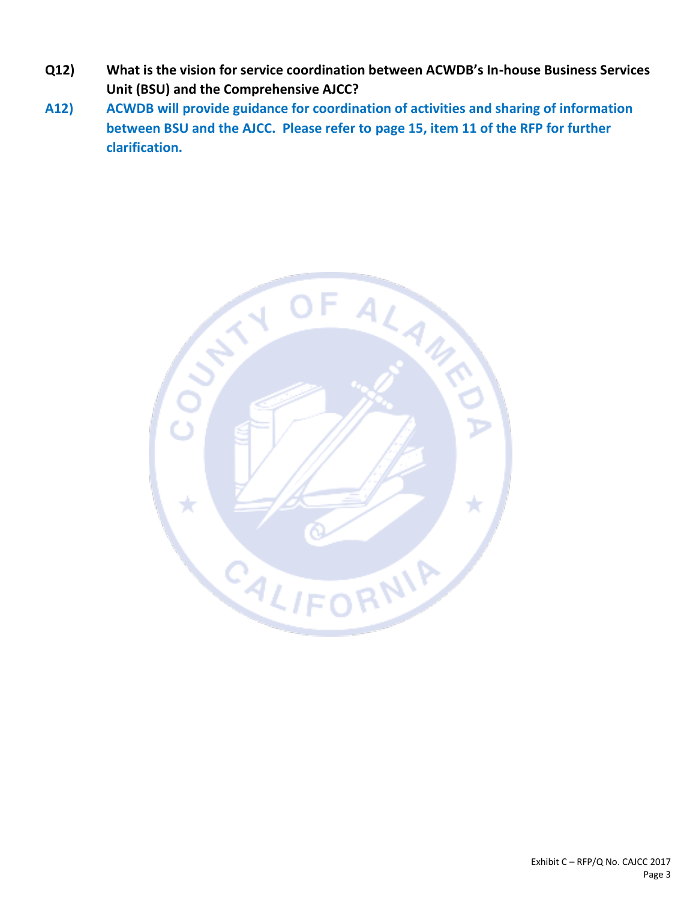**Q12) What is the vision for service coordination between ACWDB's In-house Business Services Unit (BSU) and the Comprehensive AJCC?**

**A12) ACWDB will provide guidance for coordination of activities and sharing of information between BSU and the AJCC. Please refer to page 15, item 11 of the RFP for further clarification.**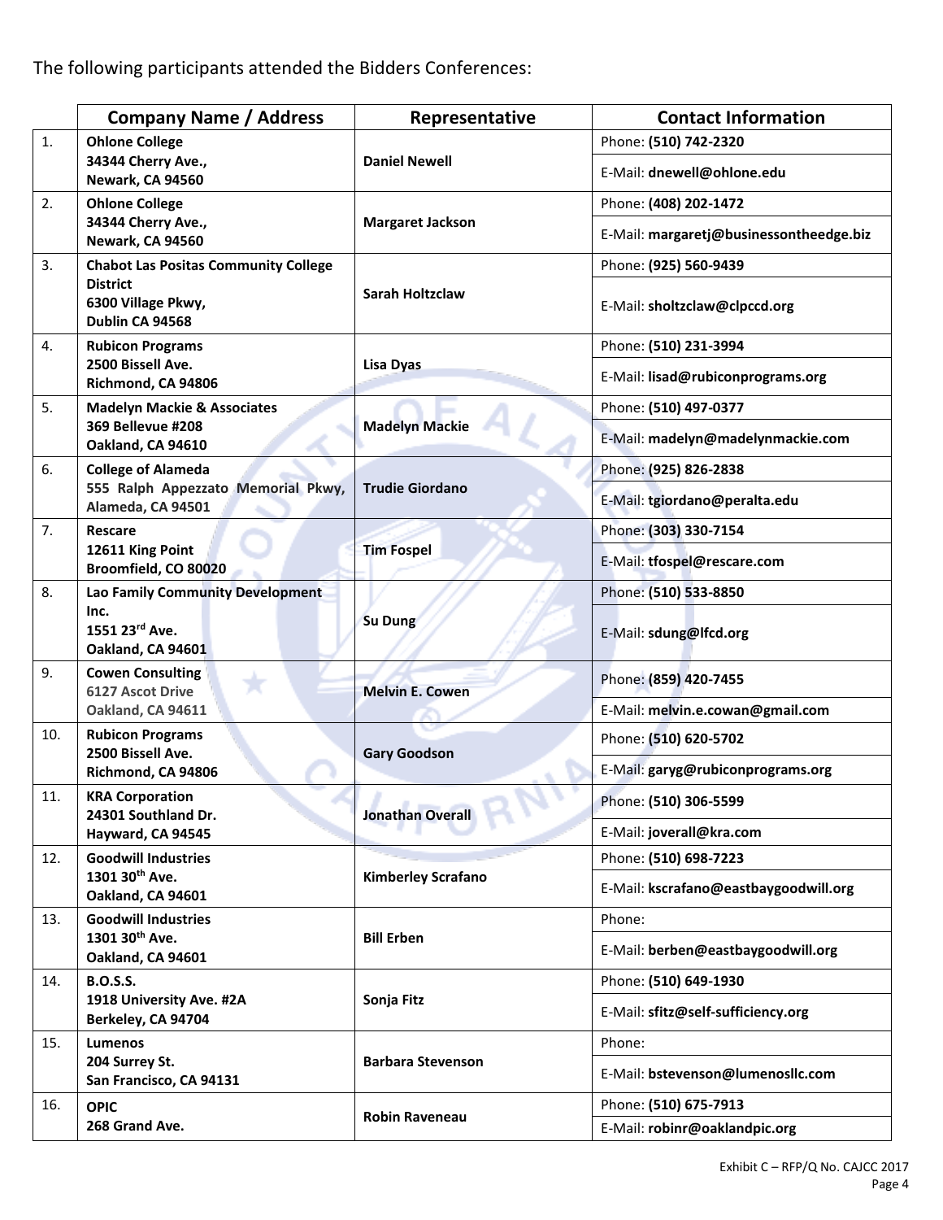The following participants attended the Bidders Conferences:

| | Company Name / Address | Representative | Contact Information |
|---|---|---|---|
| 1. | **Ohlone College**<br>**34344 Cherry Ave.,**<br>**Newark, CA 94560** | **Daniel Newell** | Phone: **(510) 742-2320**<br>E-Mail: **dnewell@ohlone.edu** |
| 2. | **Ohlone College**<br>**34344 Cherry Ave.,**<br>**Newark, CA 94560** | **Margaret Jackson** | Phone: **(408) 202-1472**<br>E-Mail: **margaretj@businessontheedge.biz** |
| 3. | **Chabot Las Positas Community College District**<br>**6300 Village Pkwy,**<br>**Dublin CA 94568** | **Sarah Holtzclaw** | Phone: **(925) 560-9439**<br>E-Mail: **sholtzclaw@clpccd.org** |
| 4. | **Rubicon Programs**<br>**2500 Bissell Ave.**<br>**Richmond, CA 94806** | **Lisa Dyas** | Phone: **(510) 231-3994**<br>E-Mail: **lisad@rubiconprograms.org** |
| 5. | **Madelyn Mackie & Associates**<br>**369 Bellevue #208**<br>**Oakland, CA 94610** | **Madelyn Mackie** | Phone: **(510) 497-0377**<br>E-Mail: **madelyn@madelynmackie.com** |
| 6. | **College of Alameda**<br>**555 Ralph Appezzato Memorial Pkwy,**<br>**Alameda, CA 94501** | **Trudie Giordano** | Phone: **(925) 826-2838**<br>E-Mail: **tgiordano@peralta.edu** |
| 7. | **Rescare**<br>**12611 King Point**<br>**Broomfield, CO 80020** | **Tim Fospel** | Phone: **(303) 330-7154**<br>E-Mail: **tfospel@rescare.com** |
| 8. | **Lao Family Community Development Inc.**<br>**1551 23rd Ave.**<br>**Oakland, CA 94601** | **Su Dung** | Phone: **(510) 533-8850**<br>E-Mail: **sdung@lfcd.org** |
| 9. | **Cowen Consulting**<br>**6127 Ascot Drive**<br>**Oakland, CA 94611** | **Melvin E. Cowen** | Phone: **(859) 420-7455**<br>E-Mail: **melvin.e.cowan@gmail.com** |
| 10. | **Rubicon Programs**<br>**2500 Bissell Ave.**<br>**Richmond, CA 94806** | **Gary Goodson** | Phone: **(510) 620-5702**<br>E-Mail: **garyg@rubiconprograms.org** |
| 11. | **KRA Corporation**<br>**24301 Southland Dr.**<br>**Hayward, CA 94545** | **Jonathan Overall** | Phone: **(510) 306-5599**<br>E-Mail: **joverall@kra.com** |
| 12. | **Goodwill Industries**<br>**1301 30th Ave.**<br>**Oakland, CA 94601** | **Kimberley Scrafano** | Phone: **(510) 698-7223**<br>E-Mail: **kscrafano@eastbaygoodwill.org** |
| 13. | **Goodwill Industries**<br>**1301 30th Ave.**<br>**Oakland, CA 94601** | **Bill Erben** | Phone:<br>E-Mail: **berben@eastbaygoodwill.org** |
| 14. | **B.O.S.S.**<br>**1918 University Ave. #2A**<br>**Berkeley, CA 94704** | **Sonja Fitz** | Phone: **(510) 649-1930**<br>E-Mail: **sfitz@self-sufficiency.org** |
| 15. | **Lumenos**<br>**204 Surrey St.**<br>**San Francisco, CA 94131** | **Barbara Stevenson** | Phone:<br>E-Mail: **bstevenson@lumenosllc.com** |
| 16. | **OPIC**<br>**268 Grand Ave.** | **Robin Raveneau** | Phone: **(510) 675-7913**<br>E-Mail: **robinr@oaklandpic.org** |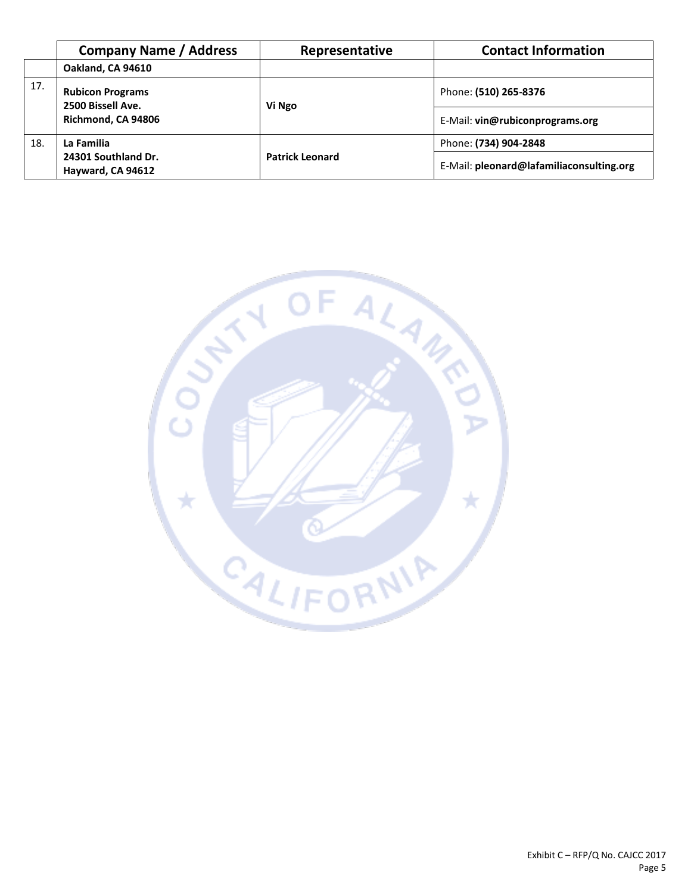| | Company Name / Address | Representative | Contact Information |
|---|---|---|---|
| | **Oakland, CA 94610** | | |
| 17. | **Rubicon Programs**<br>**2500 Bissell Ave.**<br>**Richmond, CA 94806** | **Vi Ngo** | Phone: **(510) 265-8376** |
| | | | E-Mail: **vin@rubiconprograms.org** |
| 18. | **La Familia**<br>**24301 Southland Dr.**<br>**Hayward, CA 94612** | **Patrick Leonard** | Phone: **(734) 904-2848** |
| | | | E-Mail: **pleonard@lafamiliaconsulting.org** |